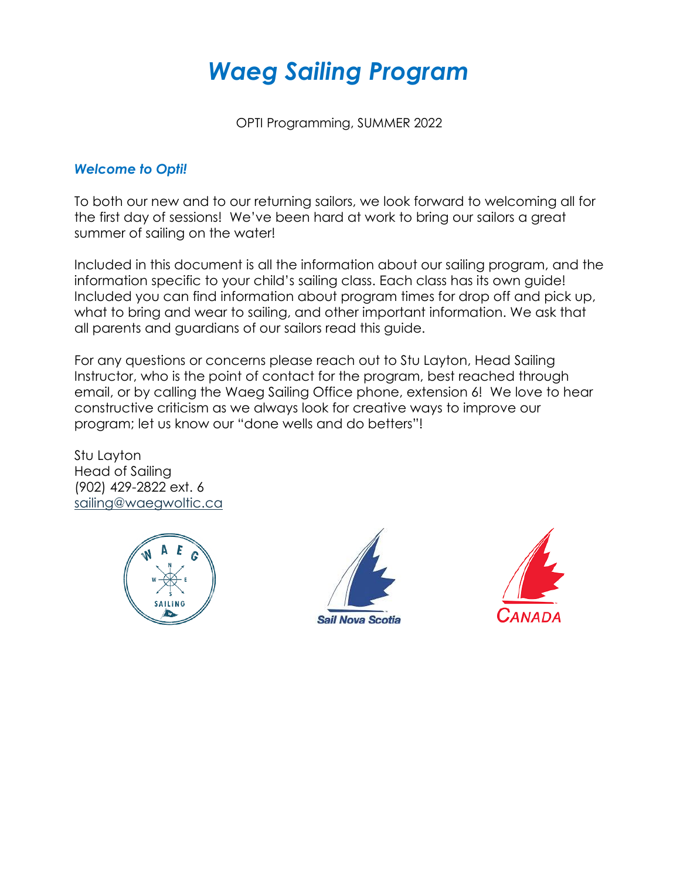# *Waeg Sailing Program*

OPTI Programming, SUMMER 2022

### *Welcome to Opti!*

To both our new and to our returning sailors, we look forward to welcoming all for the first day of sessions! We've been hard at work to bring our sailors a great summer of sailing on the water!

Included in this document is all the information about our sailing program, and the information specific to your child's sailing class. Each class has its own guide! Included you can find information about program times for drop off and pick up, what to bring and wear to sailing, and other important information. We ask that all parents and guardians of our sailors read this guide.

For any questions or concerns please reach out to Stu Layton, Head Sailing Instructor, who is the point of contact for the program, best reached through email, or by calling the Waeg Sailing Office phone, extension 6! We love to hear constructive criticism as we always look for creative ways to improve our program; let us know our "done wells and do betters"!

Stu Layton
Head of Sailing
(902) 429-2822 ext. 6
sailing@waegwoltic.ca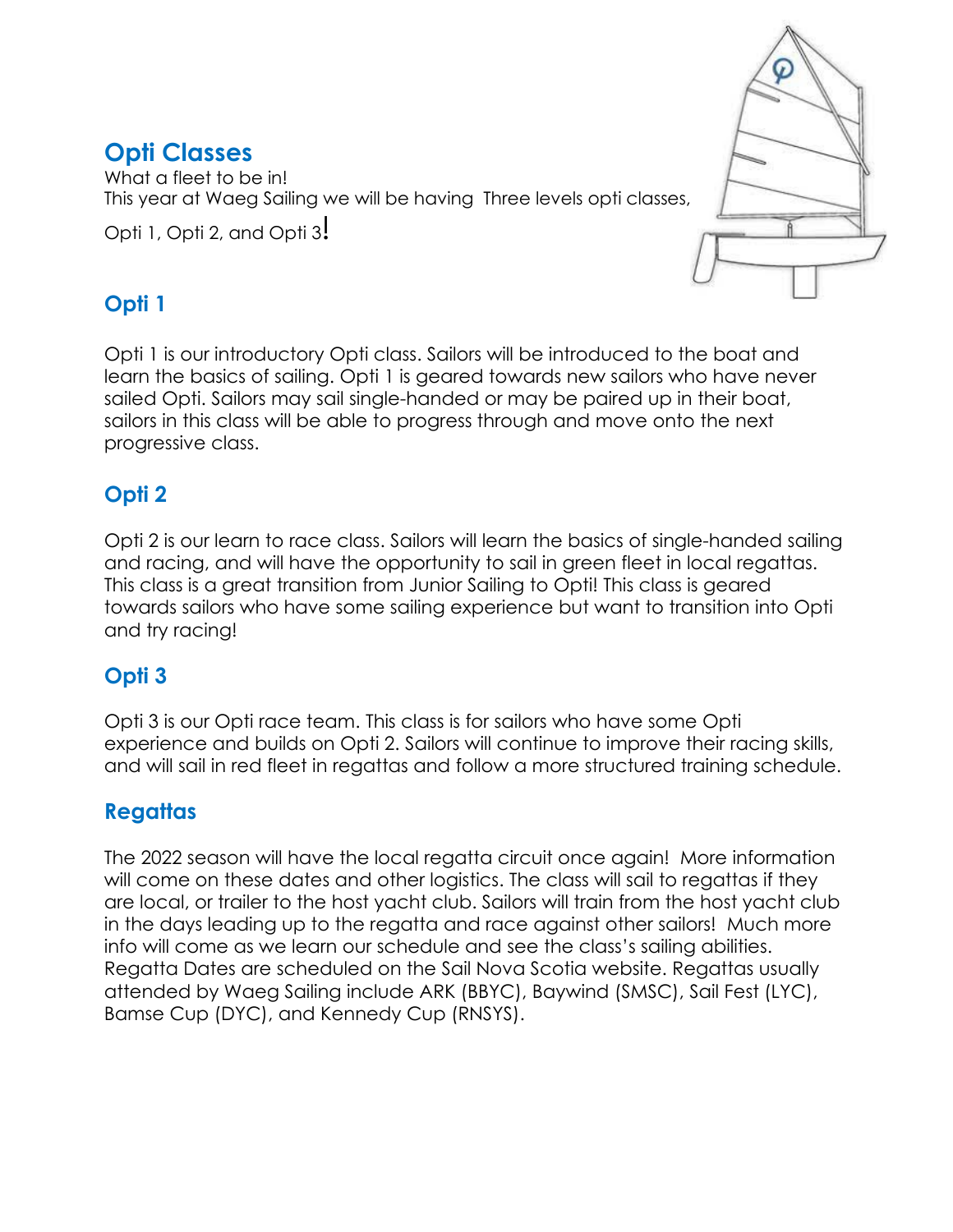## Opti Classes

What a fleet to be in!
This year at Waeg Sailing we will be having Three levels opti classes,

Opti 1, Opti 2, and Opti 3!

### Opti 1

Opti 1 is our introductory Opti class. Sailors will be introduced to the boat and learn the basics of sailing. Opti 1 is geared towards new sailors who have never sailed Opti. Sailors may sail single-handed or may be paired up in their boat, sailors in this class will be able to progress through and move onto the next progressive class.

### Opti 2

Opti 2 is our learn to race class. Sailors will learn the basics of single-handed sailing and racing, and will have the opportunity to sail in green fleet in local regattas. This class is a great transition from Junior Sailing to Opti! This class is geared towards sailors who have some sailing experience but want to transition into Opti and try racing!

### Opti 3

Opti 3 is our Opti race team. This class is for sailors who have some Opti experience and builds on Opti 2. Sailors will continue to improve their racing skills, and will sail in red fleet in regattas and follow a more structured training schedule.

### Regattas

The 2022 season will have the local regatta circuit once again! More information will come on these dates and other logistics. The class will sail to regattas if they are local, or trailer to the host yacht club. Sailors will train from the host yacht club in the days leading up to the regatta and race against other sailors! Much more info will come as we learn our schedule and see the class's sailing abilities. Regatta Dates are scheduled on the Sail Nova Scotia website. Regattas usually attended by Waeg Sailing include ARK (BBYC), Baywind (SMSC), Sail Fest (LYC), Bamse Cup (DYC), and Kennedy Cup (RNSYS).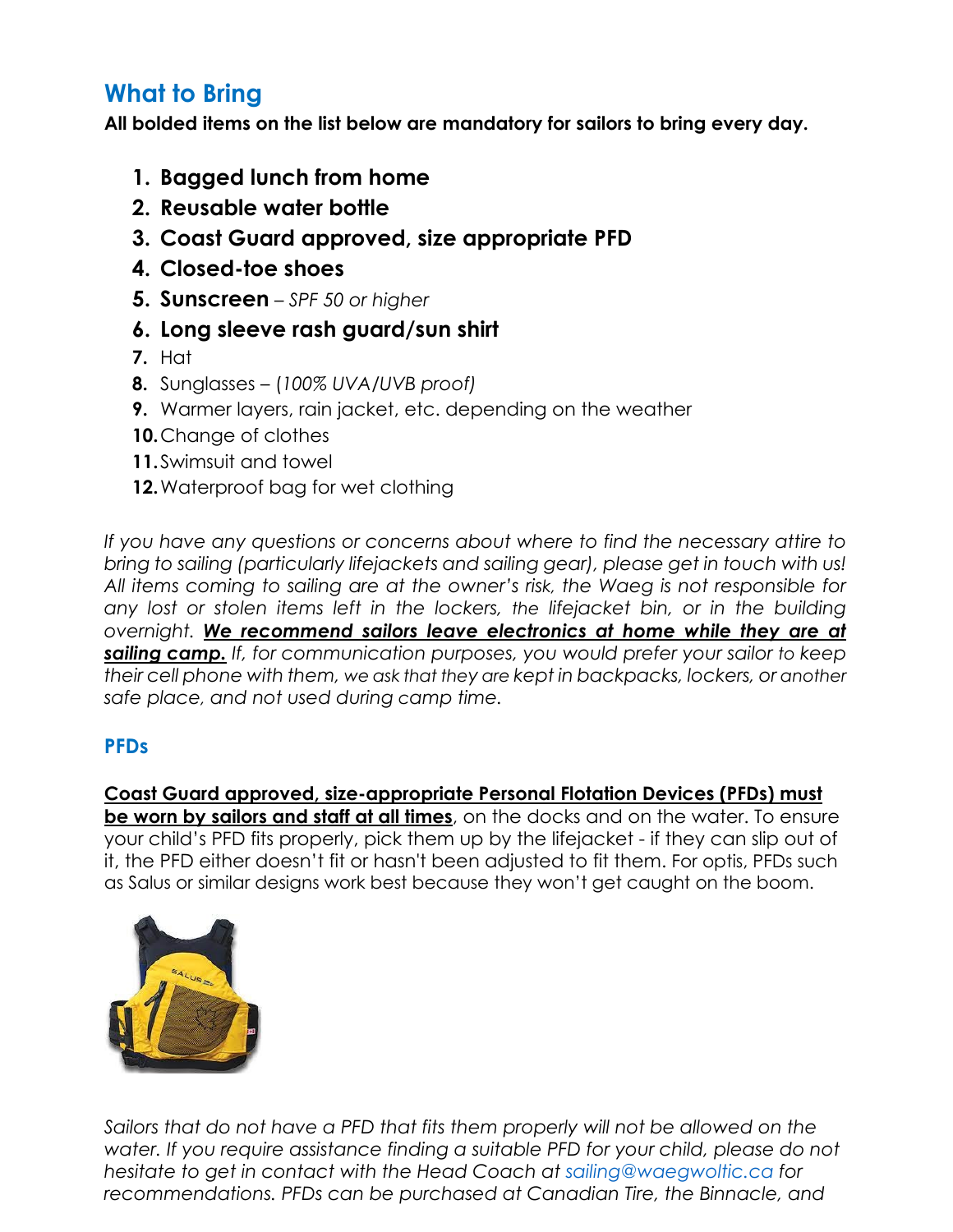## What to Bring

**All bolded items on the list below are mandatory for sailors to bring every day.**

1. **Bagged lunch from home**
2. **Reusable water bottle**
3. **Coast Guard approved, size appropriate PFD**
4. **Closed-toe shoes**
5. **Sunscreen** – *SPF 50 or higher*
6. **Long sleeve rash guard/sun shirt**
7. Hat
8. Sunglasses – (*100% UVA/UVB proof)*
9. Warmer layers, rain jacket, etc. depending on the weather
10. Change of clothes
11. Swimsuit and towel
12. Waterproof bag for wet clothing

*If you have any questions or concerns about where to find the necessary attire to bring to sailing (particularly lifejackets and sailing gear), please get in touch with us! All items coming to sailing are at the owner's risk, the Waeg is not responsible for any lost or stolen items left in the lockers, the lifejacket bin, or in the building overnight.* ***We recommend sailors leave electronics at home while they are at sailing camp.*** *If, for communication purposes, you would prefer your sailor to keep their cell phone with them, we ask that they are kept in backpacks, lockers, or another safe place, and not used during camp time.*

### PFDs

**Coast Guard approved, size-appropriate Personal Flotation Devices (PFDs) must be worn by sailors and staff at all times**, on the docks and on the water. To ensure your child's PFD fits properly, pick them up by the lifejacket - if they can slip out of it, the PFD either doesn't fit or hasn't been adjusted to fit them. For optis, PFDs such as Salus or similar designs work best because they won't get caught on the boom.

*Sailors that do not have a PFD that fits them properly will not be allowed on the water. If you require assistance finding a suitable PFD for your child, please do not hesitate to get in contact with the Head Coach at sailing@waegwoltic.ca for recommendations. PFDs can be purchased at Canadian Tire, the Binnacle, and*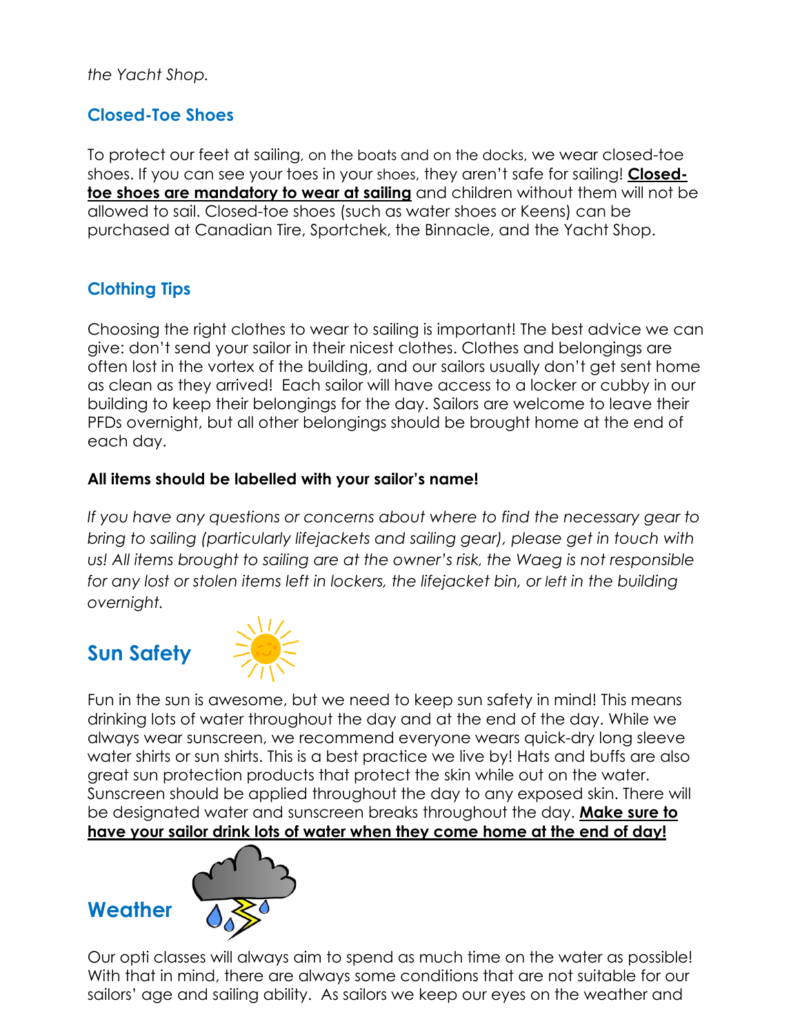*the Yacht Shop.*

## Closed-Toe Shoes

To protect our feet at sailing, on the boats and on the docks, we wear closed-toe shoes. If you can see your toes in your shoes, they aren't safe for sailing! **Closed-toe shoes are mandatory to wear at sailing** and children without them will not be allowed to sail. Closed-toe shoes (such as water shoes or Keens) can be purchased at Canadian Tire, Sportchek, the Binnacle, and the Yacht Shop.

## Clothing Tips

Choosing the right clothes to wear to sailing is important! The best advice we can give: don't send your sailor in their nicest clothes. Clothes and belongings are often lost in the vortex of the building, and our sailors usually don't get sent home as clean as they arrived! Each sailor will have access to a locker or cubby in our building to keep their belongings for the day. Sailors are welcome to leave their PFDs overnight, but all other belongings should be brought home at the end of each day.

**All items should be labelled with your sailor's name!**

*If you have any questions or concerns about where to find the necessary gear to bring to sailing (particularly lifejackets and sailing gear), please get in touch with us! All items brought to sailing are at the owner's risk, the Waeg is not responsible for any lost or stolen items left in lockers, the lifejacket bin, or left in the building overnight.*

## Sun Safety

Fun in the sun is awesome, but we need to keep sun safety in mind! This means drinking lots of water throughout the day and at the end of the day. While we always wear sunscreen, we recommend everyone wears quick-dry long sleeve water shirts or sun shirts. This is a best practice we live by! Hats and buffs are also great sun protection products that protect the skin while out on the water. Sunscreen should be applied throughout the day to any exposed skin. There will be designated water and sunscreen breaks throughout the day. **Make sure to have your sailor drink lots of water when they come home at the end of day!**

## Weather

Our opti classes will always aim to spend as much time on the water as possible! With that in mind, there are always some conditions that are not suitable for our sailors' age and sailing ability. As sailors we keep our eyes on the weather and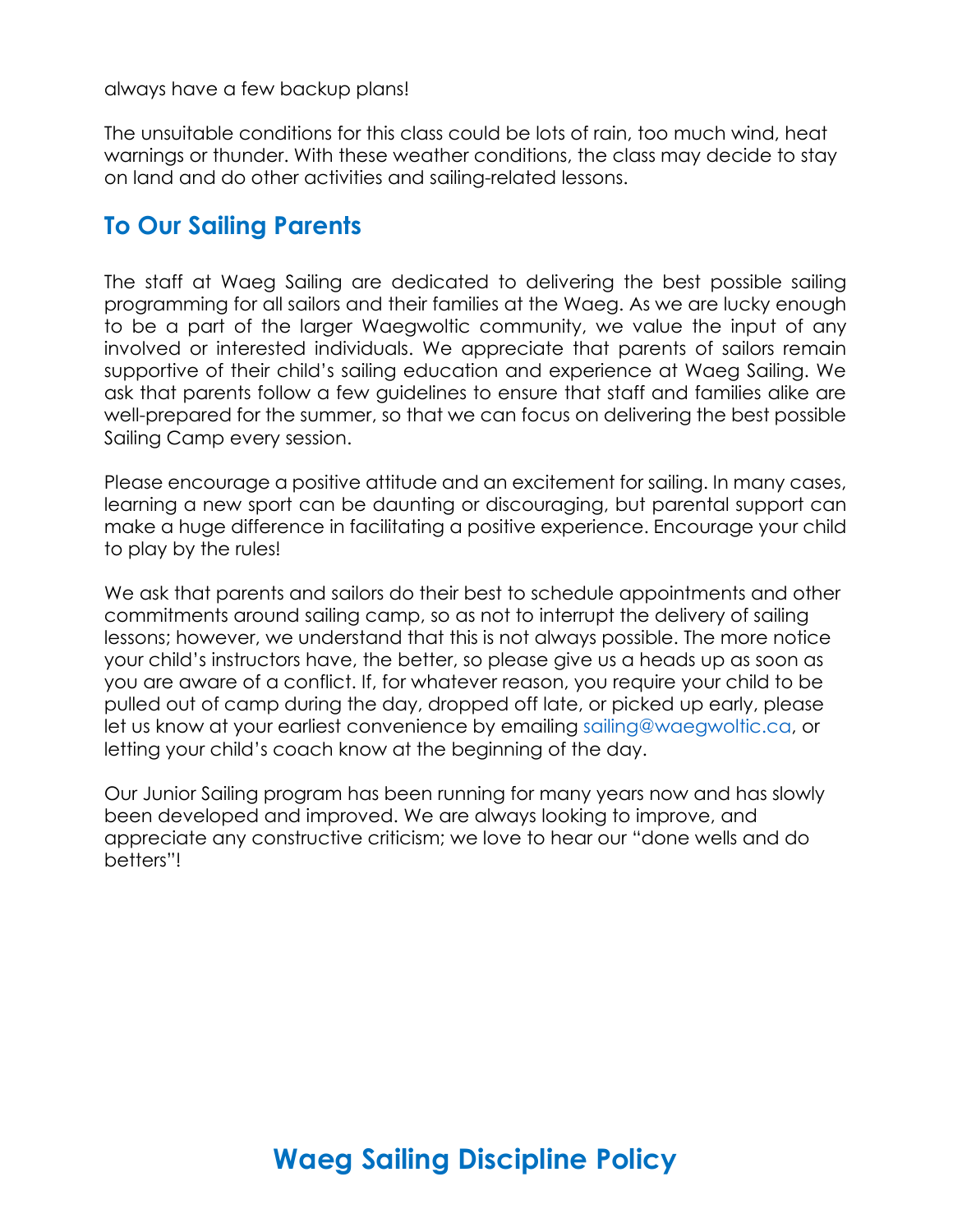always have a few backup plans!

The unsuitable conditions for this class could be lots of rain, too much wind, heat warnings or thunder. With these weather conditions, the class may decide to stay on land and do other activities and sailing-related lessons.

## To Our Sailing Parents

The staff at Waeg Sailing are dedicated to delivering the best possible sailing programming for all sailors and their families at the Waeg. As we are lucky enough to be a part of the larger Waegwoltic community, we value the input of any involved or interested individuals. We appreciate that parents of sailors remain supportive of their child's sailing education and experience at Waeg Sailing. We ask that parents follow a few guidelines to ensure that staff and families alike are well-prepared for the summer, so that we can focus on delivering the best possible Sailing Camp every session.

Please encourage a positive attitude and an excitement for sailing. In many cases, learning a new sport can be daunting or discouraging, but parental support can make a huge difference in facilitating a positive experience. Encourage your child to play by the rules!

We ask that parents and sailors do their best to schedule appointments and other commitments around sailing camp, so as not to interrupt the delivery of sailing lessons; however, we understand that this is not always possible. The more notice your child's instructors have, the better, so please give us a heads up as soon as you are aware of a conflict. If, for whatever reason, you require your child to be pulled out of camp during the day, dropped off late, or picked up early, please let us know at your earliest convenience by emailing sailing@waegwoltic.ca, or letting your child's coach know at the beginning of the day.

Our Junior Sailing program has been running for many years now and has slowly been developed and improved. We are always looking to improve, and appreciate any constructive criticism; we love to hear our "done wells and do betters"!

# Waeg Sailing Discipline Policy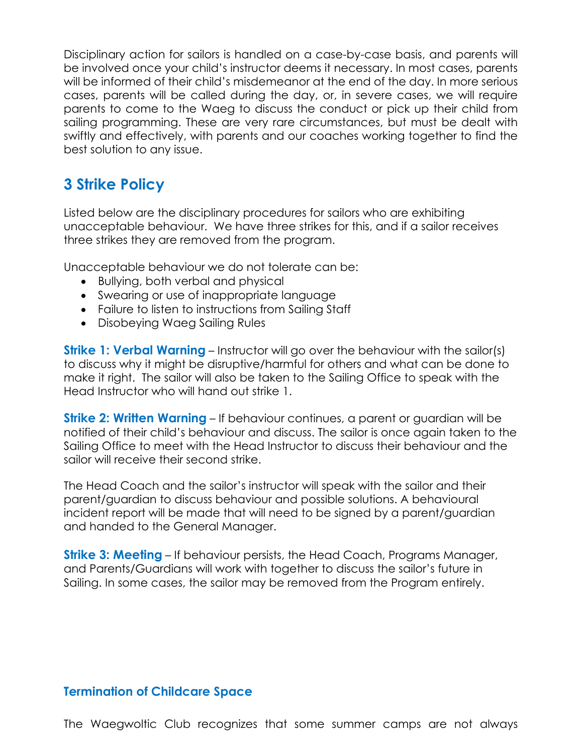Disciplinary action for sailors is handled on a case-by-case basis, and parents will be involved once your child's instructor deems it necessary. In most cases, parents will be informed of their child's misdemeanor at the end of the day. In more serious cases, parents will be called during the day, or, in severe cases, we will require parents to come to the Waeg to discuss the conduct or pick up their child from sailing programming. These are very rare circumstances, but must be dealt with swiftly and effectively, with parents and our coaches working together to find the best solution to any issue.

## 3 Strike Policy

Listed below are the disciplinary procedures for sailors who are exhibiting unacceptable behaviour. We have three strikes for this, and if a sailor receives three strikes they are removed from the program.

Unacceptable behaviour we do not tolerate can be:

- Bullying, both verbal and physical
- Swearing or use of inappropriate language
- Failure to listen to instructions from Sailing Staff
- Disobeying Waeg Sailing Rules

**Strike 1: Verbal Warning** – Instructor will go over the behaviour with the sailor(s) to discuss why it might be disruptive/harmful for others and what can be done to make it right. The sailor will also be taken to the Sailing Office to speak with the Head Instructor who will hand out strike 1.

**Strike 2: Written Warning** – If behaviour continues, a parent or guardian will be notified of their child's behaviour and discuss. The sailor is once again taken to the Sailing Office to meet with the Head Instructor to discuss their behaviour and the sailor will receive their second strike.

The Head Coach and the sailor's instructor will speak with the sailor and their parent/guardian to discuss behaviour and possible solutions. A behavioural incident report will be made that will need to be signed by a parent/guardian and handed to the General Manager.

**Strike 3: Meeting** – If behaviour persists, the Head Coach, Programs Manager, and Parents/Guardians will work with together to discuss the sailor's future in Sailing. In some cases, the sailor may be removed from the Program entirely.

### Termination of Childcare Space

The Waegwoltic Club recognizes that some summer camps are not always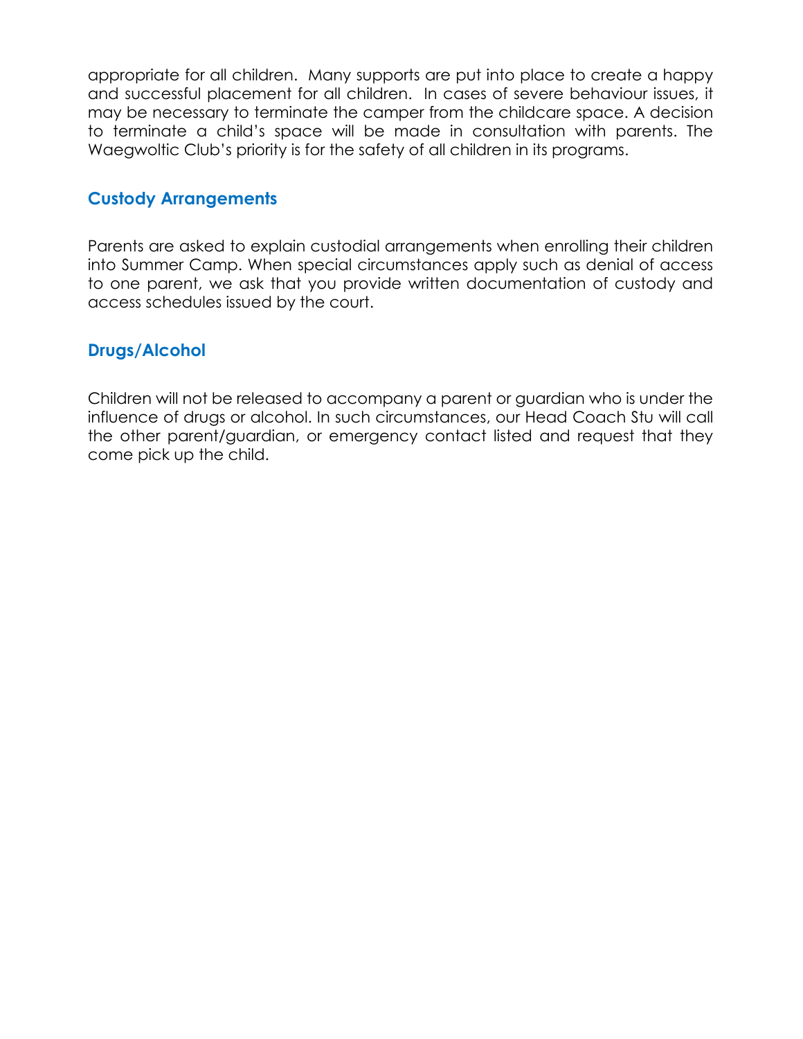appropriate for all children. Many supports are put into place to create a happy and successful placement for all children. In cases of severe behaviour issues, it may be necessary to terminate the camper from the childcare space. A decision to terminate a child's space will be made in consultation with parents. The Waegwoltic Club's priority is for the safety of all children in its programs.

## Custody Arrangements

Parents are asked to explain custodial arrangements when enrolling their children into Summer Camp. When special circumstances apply such as denial of access to one parent, we ask that you provide written documentation of custody and access schedules issued by the court.

## Drugs/Alcohol

Children will not be released to accompany a parent or guardian who is under the influence of drugs or alcohol. In such circumstances, our Head Coach Stu will call the other parent/guardian, or emergency contact listed and request that they come pick up the child.